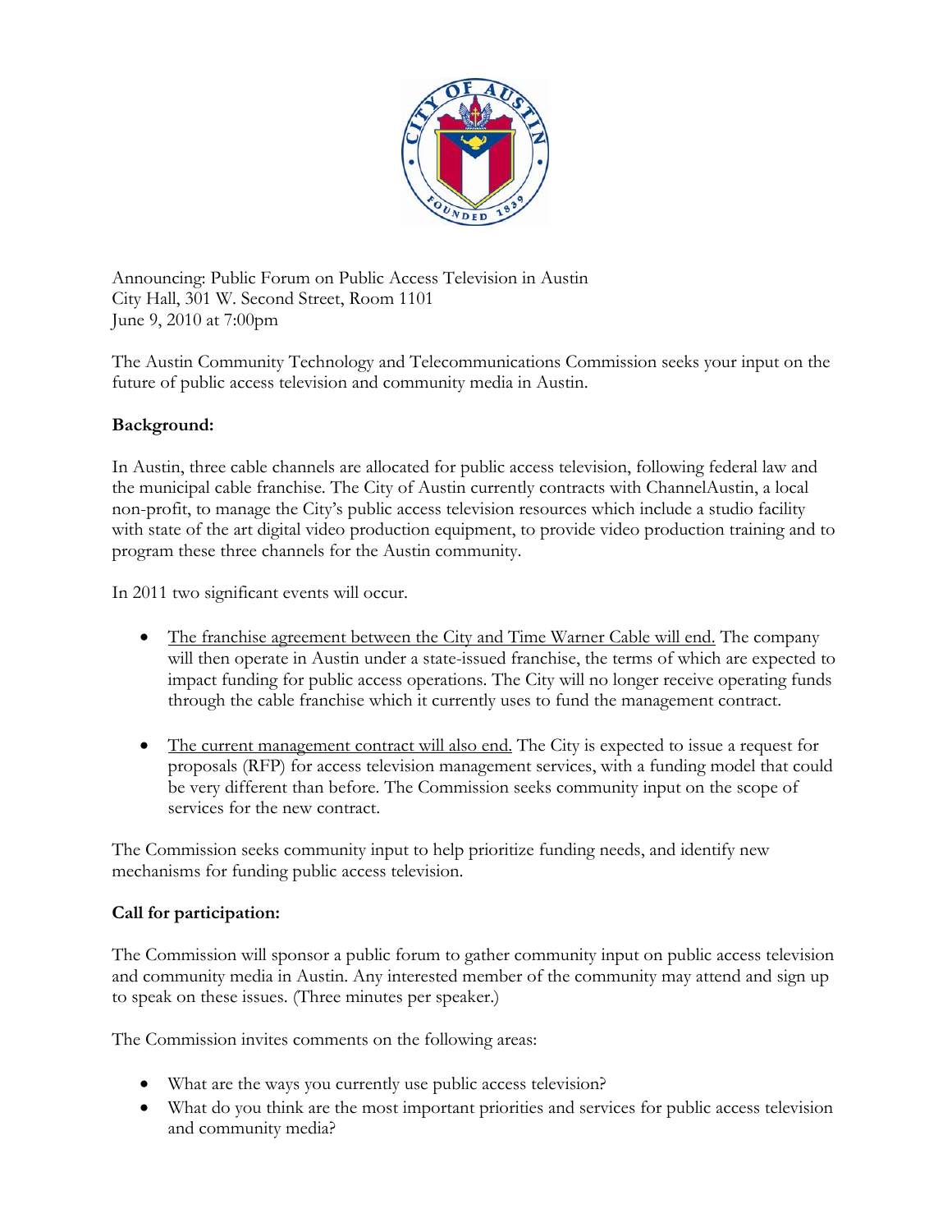Announcing: Public Forum on Public Access Television in Austin
City Hall, 301 W. Second Street, Room 1101
June 9, 2010 at 7:00pm

The Austin Community Technology and Telecommunications Commission seeks your input on the future of public access television and community media in Austin.

**Background:**

In Austin, three cable channels are allocated for public access television, following federal law and the municipal cable franchise. The City of Austin currently contracts with ChannelAustin, a local non-profit, to manage the City's public access television resources which include a studio facility with state of the art digital video production equipment, to provide video production training and to program these three channels for the Austin community.

In 2011 two significant events will occur.

- The franchise agreement between the City and Time Warner Cable will end. The company will then operate in Austin under a state-issued franchise, the terms of which are expected to impact funding for public access operations. The City will no longer receive operating funds through the cable franchise which it currently uses to fund the management contract.
- The current management contract will also end. The City is expected to issue a request for proposals (RFP) for access television management services, with a funding model that could be very different than before. The Commission seeks community input on the scope of services for the new contract.

The Commission seeks community input to help prioritize funding needs, and identify new mechanisms for funding public access television.

**Call for participation:**

The Commission will sponsor a public forum to gather community input on public access television and community media in Austin. Any interested member of the community may attend and sign up to speak on these issues. (Three minutes per speaker.)

The Commission invites comments on the following areas:

- What are the ways you currently use public access television?
- What do you think are the most important priorities and services for public access television and community media?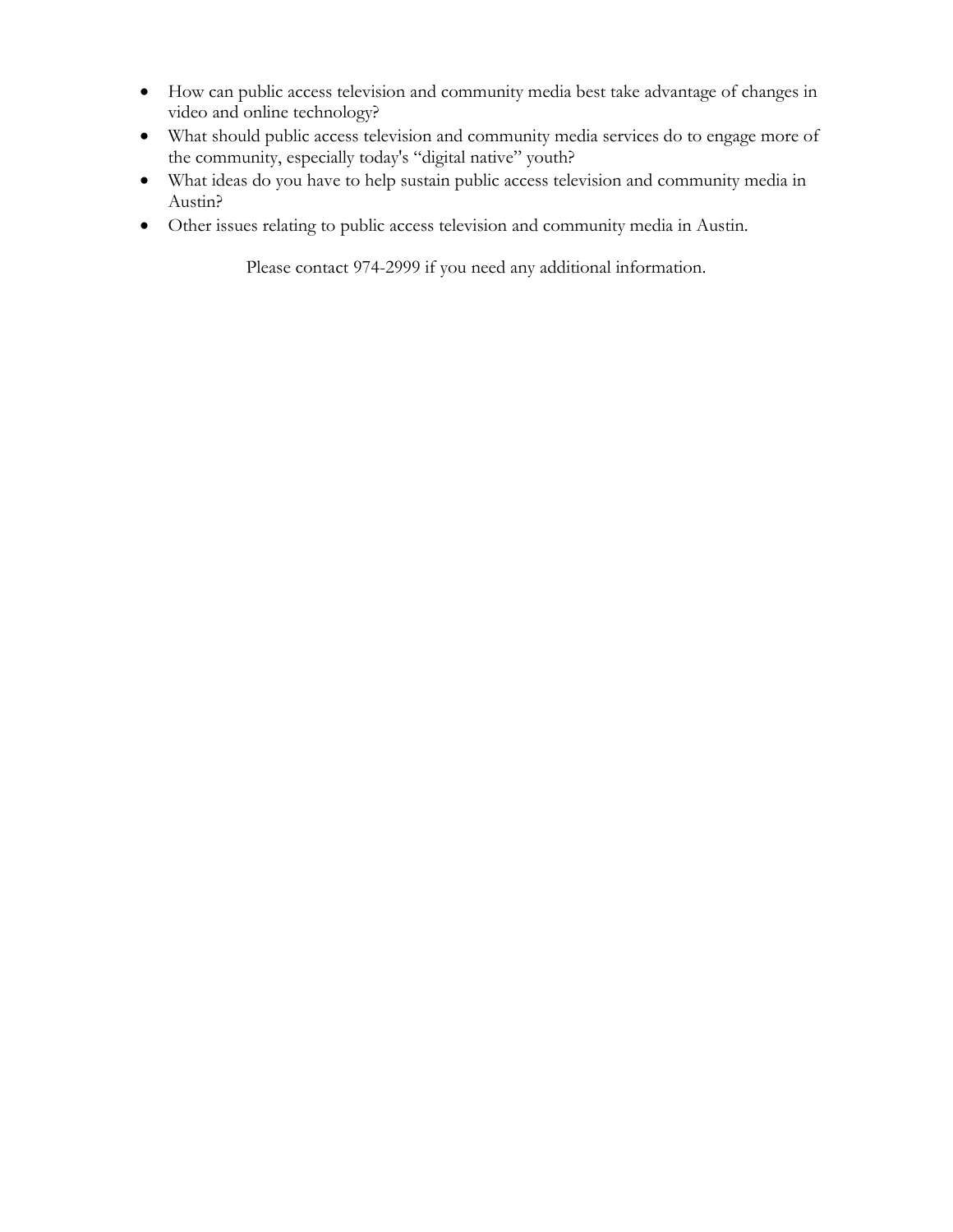- How can public access television and community media best take advantage of changes in video and online technology?
- What should public access television and community media services do to engage more of the community, especially today's "digital native" youth?
- What ideas do you have to help sustain public access television and community media in Austin?
- Other issues relating to public access television and community media in Austin.

Please contact 974-2999 if you need any additional information.